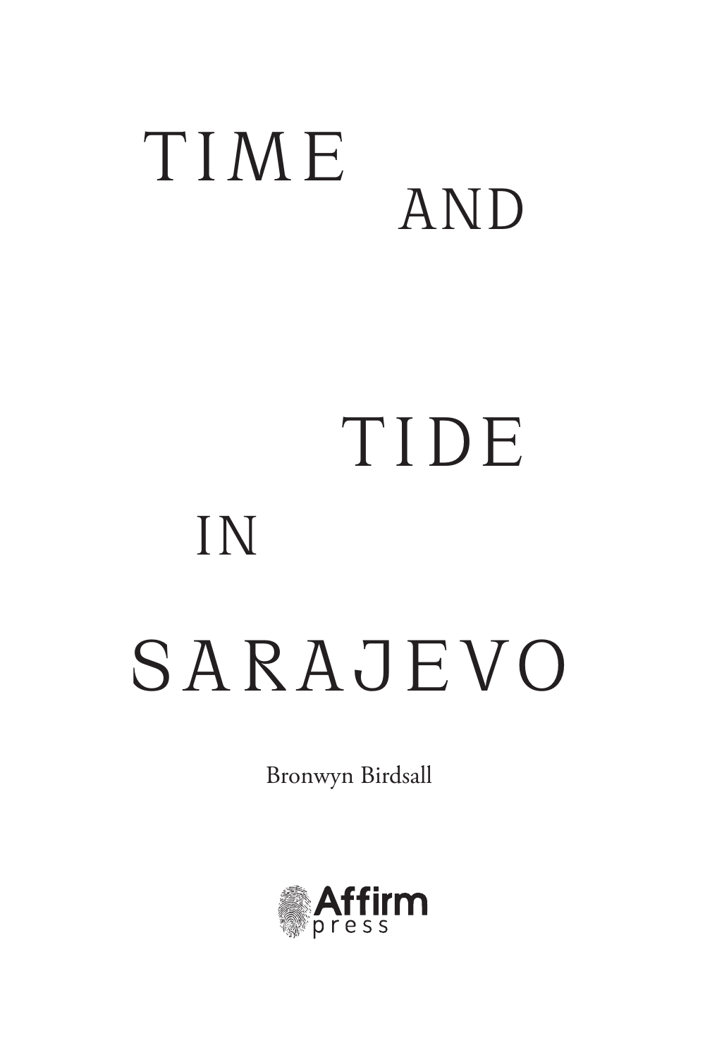# TIME AND TIDE IN SARAJEVO

Bronwyn Birdsall

Affirm press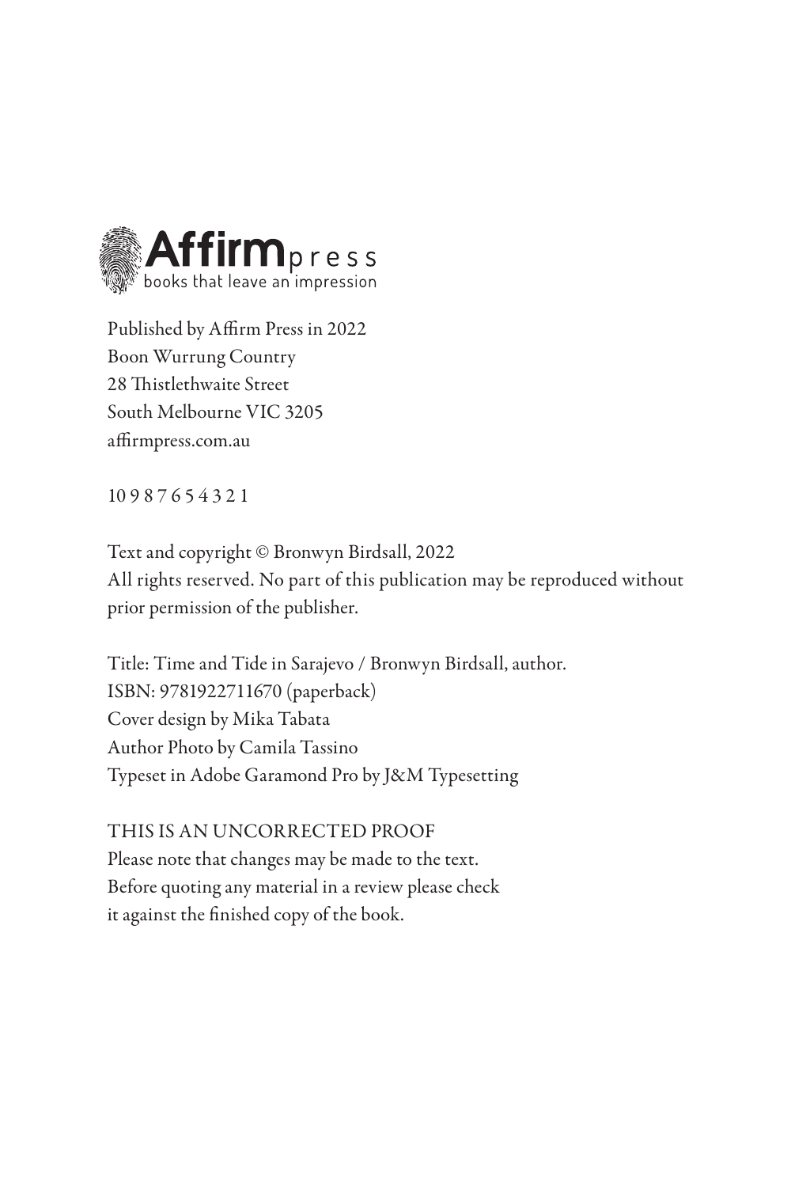Affirm press
books that leave an impression

Published by Affirm Press in 2022
Boon Wurrung Country
28 Thistlethwaite Street
South Melbourne VIC 3205
affirmpress.com.au

10 9 8 7 6 5 4 3 2 1

Text and copyright © Bronwyn Birdsall, 2022
All rights reserved. No part of this publication may be reproduced without prior permission of the publisher.

Title: Time and Tide in Sarajevo / Bronwyn Birdsall, author.
ISBN: 9781922711670 (paperback)
Cover design by Mika Tabata
Author Photo by Camila Tassino
Typeset in Adobe Garamond Pro by J&M Typesetting

THIS IS AN UNCORRECTED PROOF
Please note that changes may be made to the text.
Before quoting any material in a review please check it against the finished copy of the book.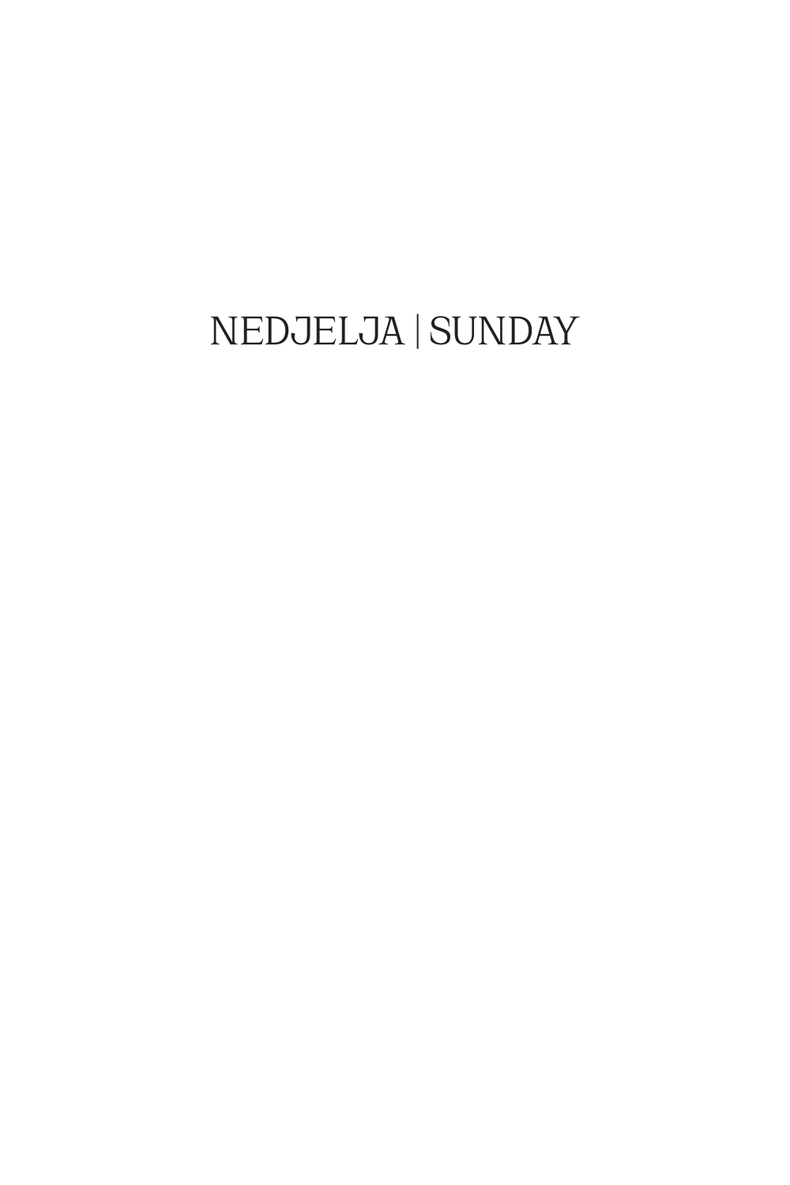# NEDJELJA | SUNDAY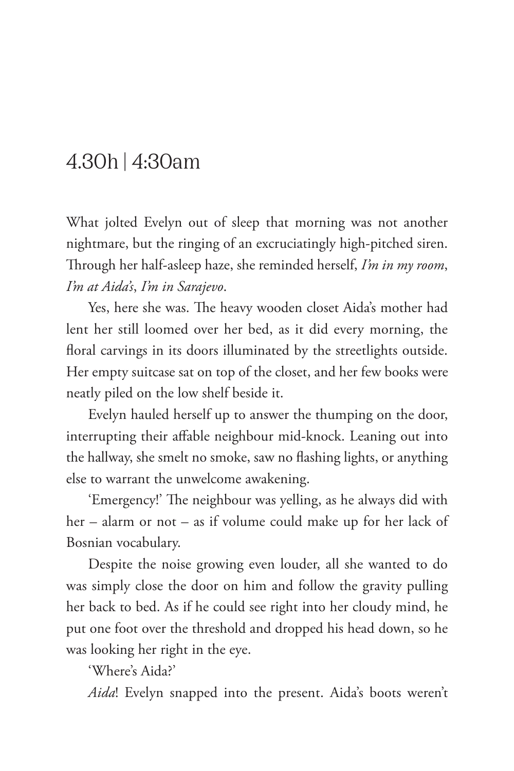# 4.30h | 4:30am

What jolted Evelyn out of sleep that morning was not another nightmare, but the ringing of an excruciatingly high-pitched siren. Through her half-asleep haze, she reminded herself, *I'm in my room*, *I'm at Aida's*, *I'm in Sarajevo*.

Yes, here she was. The heavy wooden closet Aida's mother had lent her still loomed over her bed, as it did every morning, the floral carvings in its doors illuminated by the streetlights outside. Her empty suitcase sat on top of the closet, and her few books were neatly piled on the low shelf beside it.

Evelyn hauled herself up to answer the thumping on the door, interrupting their affable neighbour mid-knock. Leaning out into the hallway, she smelt no smoke, saw no flashing lights, or anything else to warrant the unwelcome awakening.

'Emergency!' The neighbour was yelling, as he always did with her – alarm or not – as if volume could make up for her lack of Bosnian vocabulary.

Despite the noise growing even louder, all she wanted to do was simply close the door on him and follow the gravity pulling her back to bed. As if he could see right into her cloudy mind, he put one foot over the threshold and dropped his head down, so he was looking her right in the eye.

'Where's Aida?'

*Aida*! Evelyn snapped into the present. Aida's boots weren't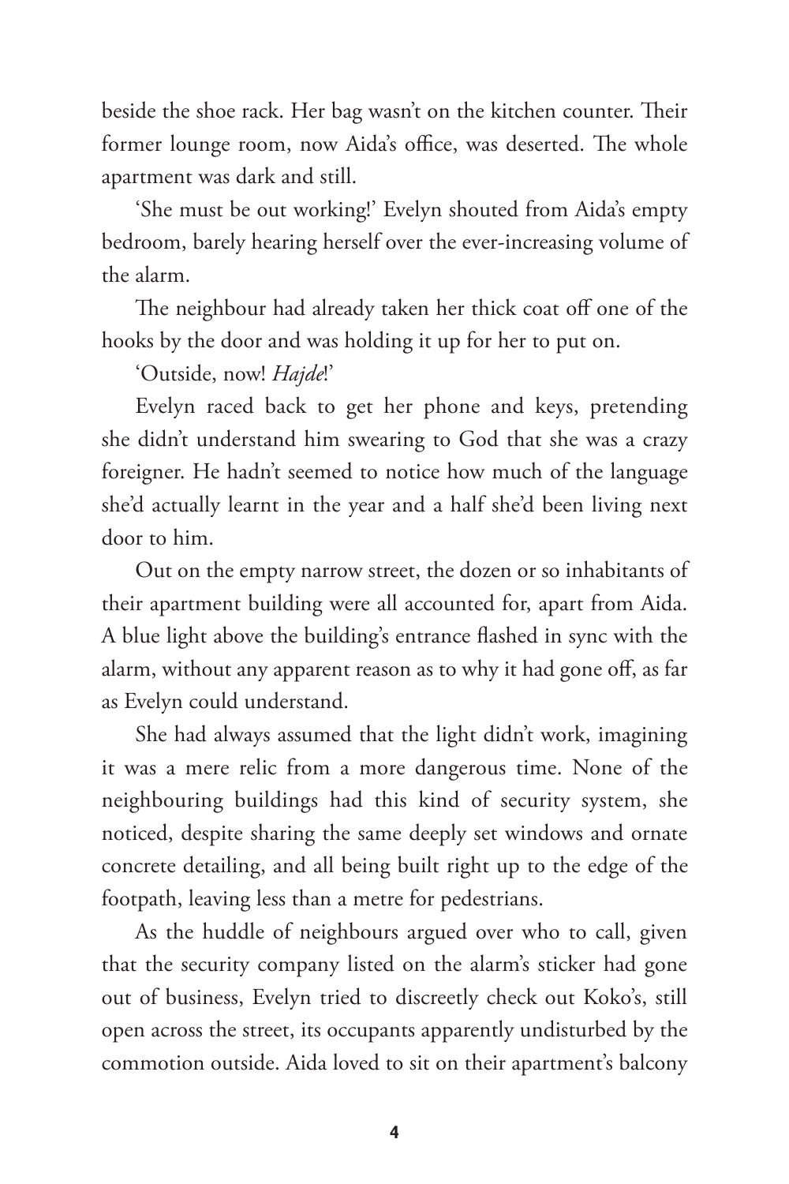beside the shoe rack. Her bag wasn't on the kitchen counter. Their former lounge room, now Aida's office, was deserted. The whole apartment was dark and still.

'She must be out working!' Evelyn shouted from Aida's empty bedroom, barely hearing herself over the ever-increasing volume of the alarm.

The neighbour had already taken her thick coat off one of the hooks by the door and was holding it up for her to put on.

'Outside, now! *Hajde*!'

Evelyn raced back to get her phone and keys, pretending she didn't understand him swearing to God that she was a crazy foreigner. He hadn't seemed to notice how much of the language she'd actually learnt in the year and a half she'd been living next door to him.

Out on the empty narrow street, the dozen or so inhabitants of their apartment building were all accounted for, apart from Aida. A blue light above the building's entrance flashed in sync with the alarm, without any apparent reason as to why it had gone off, as far as Evelyn could understand.

She had always assumed that the light didn't work, imagining it was a mere relic from a more dangerous time. None of the neighbouring buildings had this kind of security system, she noticed, despite sharing the same deeply set windows and ornate concrete detailing, and all being built right up to the edge of the footpath, leaving less than a metre for pedestrians.

As the huddle of neighbours argued over who to call, given that the security company listed on the alarm's sticker had gone out of business, Evelyn tried to discreetly check out Koko's, still open across the street, its occupants apparently undisturbed by the commotion outside. Aida loved to sit on their apartment's balcony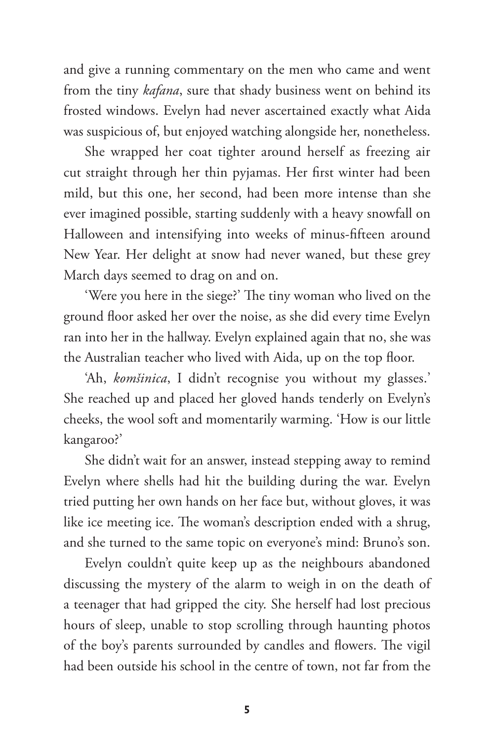and give a running commentary on the men who came and went from the tiny *kafana*, sure that shady business went on behind its frosted windows. Evelyn had never ascertained exactly what Aida was suspicious of, but enjoyed watching alongside her, nonetheless.

She wrapped her coat tighter around herself as freezing air cut straight through her thin pyjamas. Her first winter had been mild, but this one, her second, had been more intense than she ever imagined possible, starting suddenly with a heavy snowfall on Halloween and intensifying into weeks of minus-fifteen around New Year. Her delight at snow had never waned, but these grey March days seemed to drag on and on.

'Were you here in the siege?' The tiny woman who lived on the ground floor asked her over the noise, as she did every time Evelyn ran into her in the hallway. Evelyn explained again that no, she was the Australian teacher who lived with Aida, up on the top floor.

'Ah, *komšinica*, I didn't recognise you without my glasses.' She reached up and placed her gloved hands tenderly on Evelyn's cheeks, the wool soft and momentarily warming. 'How is our little kangaroo?'

She didn't wait for an answer, instead stepping away to remind Evelyn where shells had hit the building during the war. Evelyn tried putting her own hands on her face but, without gloves, it was like ice meeting ice. The woman's description ended with a shrug, and she turned to the same topic on everyone's mind: Bruno's son.

Evelyn couldn't quite keep up as the neighbours abandoned discussing the mystery of the alarm to weigh in on the death of a teenager that had gripped the city. She herself had lost precious hours of sleep, unable to stop scrolling through haunting photos of the boy's parents surrounded by candles and flowers. The vigil had been outside his school in the centre of town, not far from the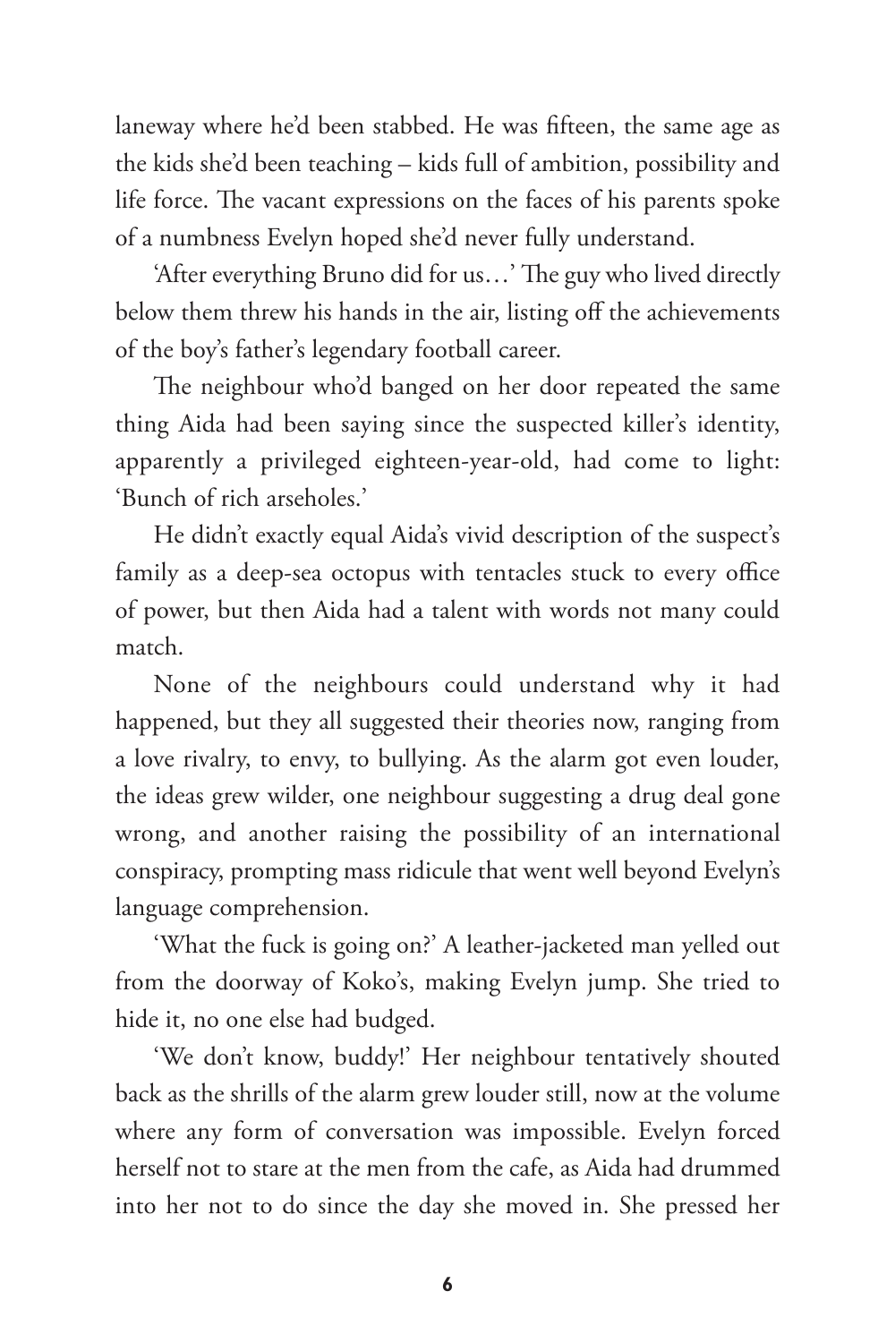laneway where he'd been stabbed. He was fifteen, the same age as the kids she'd been teaching – kids full of ambition, possibility and life force. The vacant expressions on the faces of his parents spoke of a numbness Evelyn hoped she'd never fully understand.

'After everything Bruno did for us…' The guy who lived directly below them threw his hands in the air, listing off the achievements of the boy's father's legendary football career.

The neighbour who'd banged on her door repeated the same thing Aida had been saying since the suspected killer's identity, apparently a privileged eighteen-year-old, had come to light: 'Bunch of rich arseholes.'

He didn't exactly equal Aida's vivid description of the suspect's family as a deep-sea octopus with tentacles stuck to every office of power, but then Aida had a talent with words not many could match.

None of the neighbours could understand why it had happened, but they all suggested their theories now, ranging from a love rivalry, to envy, to bullying. As the alarm got even louder, the ideas grew wilder, one neighbour suggesting a drug deal gone wrong, and another raising the possibility of an international conspiracy, prompting mass ridicule that went well beyond Evelyn's language comprehension.

'What the fuck is going on?' A leather-jacketed man yelled out from the doorway of Koko's, making Evelyn jump. She tried to hide it, no one else had budged.

'We don't know, buddy!' Her neighbour tentatively shouted back as the shrills of the alarm grew louder still, now at the volume where any form of conversation was impossible. Evelyn forced herself not to stare at the men from the cafe, as Aida had drummed into her not to do since the day she moved in. She pressed her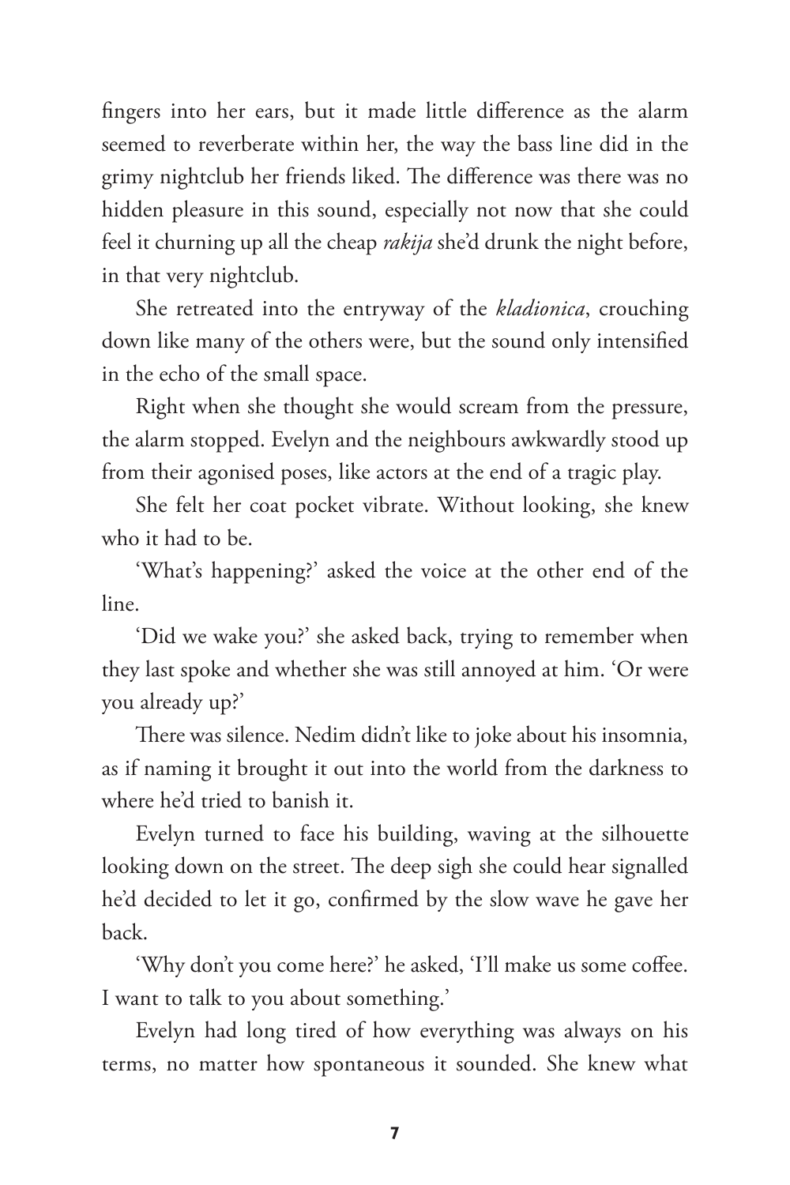fingers into her ears, but it made little difference as the alarm seemed to reverberate within her, the way the bass line did in the grimy nightclub her friends liked. The difference was there was no hidden pleasure in this sound, especially not now that she could feel it churning up all the cheap *rakija* she'd drunk the night before, in that very nightclub.

She retreated into the entryway of the *kladionica*, crouching down like many of the others were, but the sound only intensified in the echo of the small space.

Right when she thought she would scream from the pressure, the alarm stopped. Evelyn and the neighbours awkwardly stood up from their agonised poses, like actors at the end of a tragic play.

She felt her coat pocket vibrate. Without looking, she knew who it had to be.

'What's happening?' asked the voice at the other end of the line.

'Did we wake you?' she asked back, trying to remember when they last spoke and whether she was still annoyed at him. 'Or were you already up?'

There was silence. Nedim didn't like to joke about his insomnia, as if naming it brought it out into the world from the darkness to where he'd tried to banish it.

Evelyn turned to face his building, waving at the silhouette looking down on the street. The deep sigh she could hear signalled he'd decided to let it go, confirmed by the slow wave he gave her back.

'Why don't you come here?' he asked, 'I'll make us some coffee. I want to talk to you about something.'

Evelyn had long tired of how everything was always on his terms, no matter how spontaneous it sounded. She knew what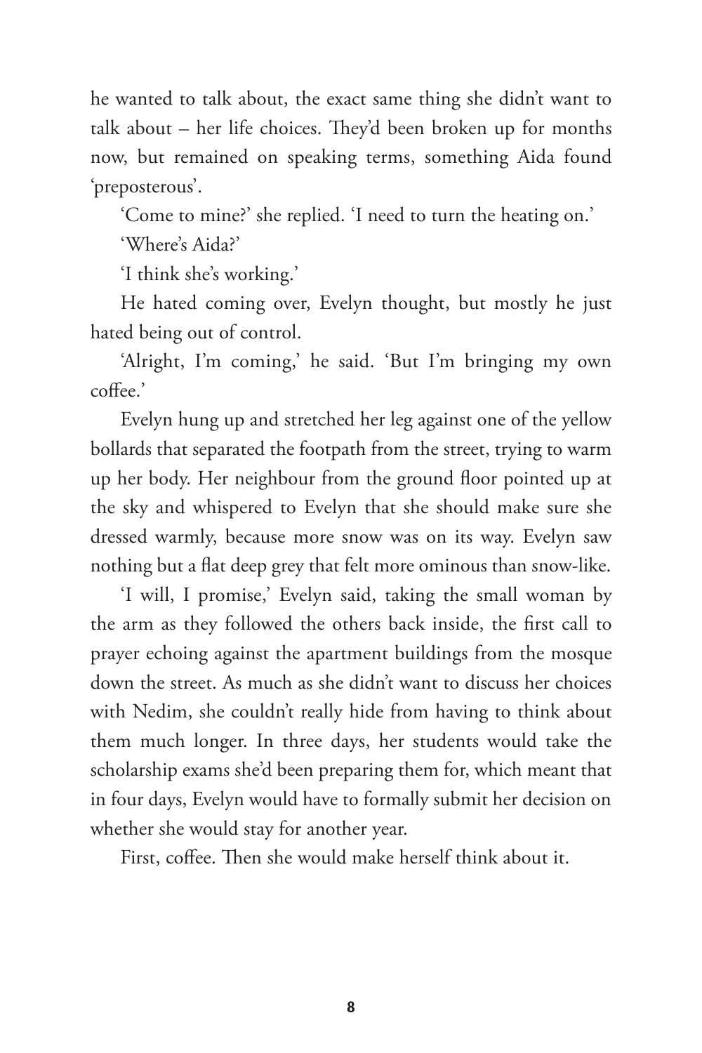he wanted to talk about, the exact same thing she didn't want to talk about – her life choices. They'd been broken up for months now, but remained on speaking terms, something Aida found 'preposterous'.

'Come to mine?' she replied. 'I need to turn the heating on.'

'Where's Aida?'

'I think she's working.'

He hated coming over, Evelyn thought, but mostly he just hated being out of control.

'Alright, I'm coming,' he said. 'But I'm bringing my own coffee.'

Evelyn hung up and stretched her leg against one of the yellow bollards that separated the footpath from the street, trying to warm up her body. Her neighbour from the ground floor pointed up at the sky and whispered to Evelyn that she should make sure she dressed warmly, because more snow was on its way. Evelyn saw nothing but a flat deep grey that felt more ominous than snow-like.

'I will, I promise,' Evelyn said, taking the small woman by the arm as they followed the others back inside, the first call to prayer echoing against the apartment buildings from the mosque down the street. As much as she didn't want to discuss her choices with Nedim, she couldn't really hide from having to think about them much longer. In three days, her students would take the scholarship exams she'd been preparing them for, which meant that in four days, Evelyn would have to formally submit her decision on whether she would stay for another year.

First, coffee. Then she would make herself think about it.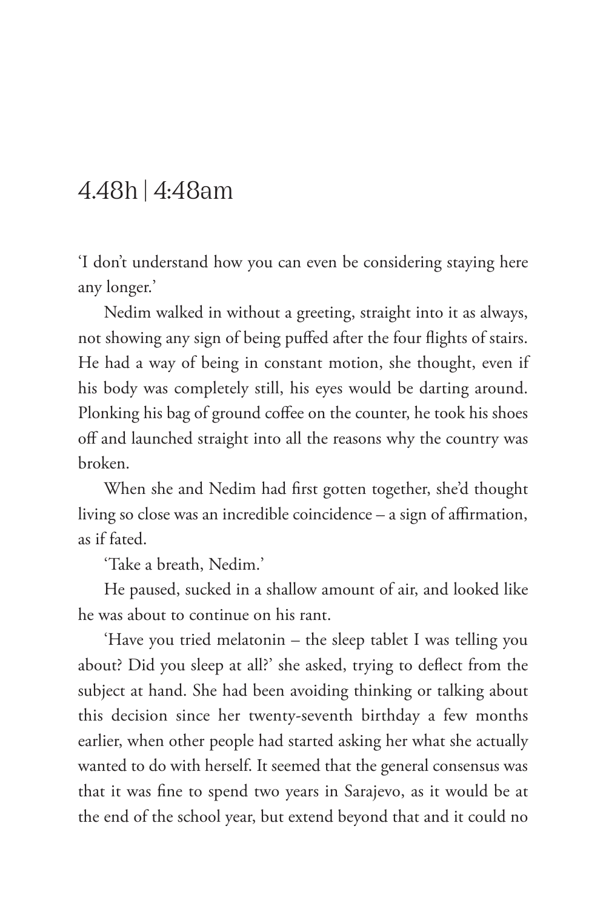# 4.48h | 4:48am

'I don't understand how you can even be considering staying here any longer.'

Nedim walked in without a greeting, straight into it as always, not showing any sign of being puffed after the four flights of stairs. He had a way of being in constant motion, she thought, even if his body was completely still, his eyes would be darting around. Plonking his bag of ground coffee on the counter, he took his shoes off and launched straight into all the reasons why the country was broken.

When she and Nedim had first gotten together, she'd thought living so close was an incredible coincidence – a sign of affirmation, as if fated.

'Take a breath, Nedim.'

He paused, sucked in a shallow amount of air, and looked like he was about to continue on his rant.

'Have you tried melatonin – the sleep tablet I was telling you about? Did you sleep at all?' she asked, trying to deflect from the subject at hand. She had been avoiding thinking or talking about this decision since her twenty-seventh birthday a few months earlier, when other people had started asking her what she actually wanted to do with herself. It seemed that the general consensus was that it was fine to spend two years in Sarajevo, as it would be at the end of the school year, but extend beyond that and it could no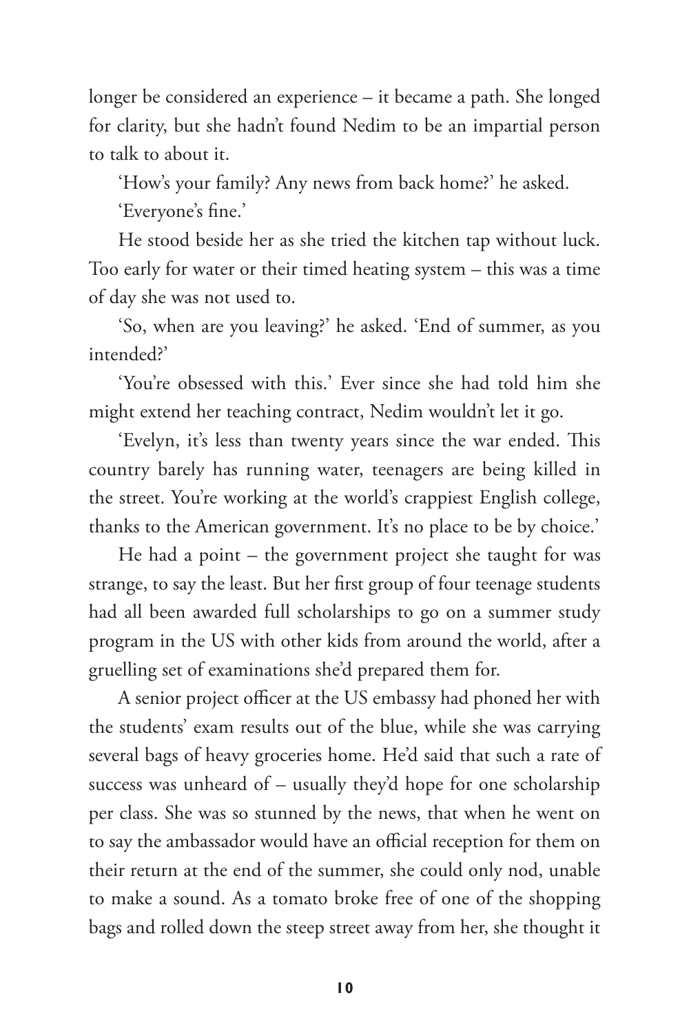longer be considered an experience – it became a path. She longed for clarity, but she hadn't found Nedim to be an impartial person to talk to about it.

'How's your family? Any news from back home?' he asked.

'Everyone's fine.'

He stood beside her as she tried the kitchen tap without luck. Too early for water or their timed heating system – this was a time of day she was not used to.

'So, when are you leaving?' he asked. 'End of summer, as you intended?'

'You're obsessed with this.' Ever since she had told him she might extend her teaching contract, Nedim wouldn't let it go.

'Evelyn, it's less than twenty years since the war ended. This country barely has running water, teenagers are being killed in the street. You're working at the world's crappiest English college, thanks to the American government. It's no place to be by choice.'

He had a point – the government project she taught for was strange, to say the least. But her first group of four teenage students had all been awarded full scholarships to go on a summer study program in the US with other kids from around the world, after a gruelling set of examinations she'd prepared them for.

A senior project officer at the US embassy had phoned her with the students' exam results out of the blue, while she was carrying several bags of heavy groceries home. He'd said that such a rate of success was unheard of – usually they'd hope for one scholarship per class. She was so stunned by the news, that when he went on to say the ambassador would have an official reception for them on their return at the end of the summer, she could only nod, unable to make a sound. As a tomato broke free of one of the shopping bags and rolled down the steep street away from her, she thought it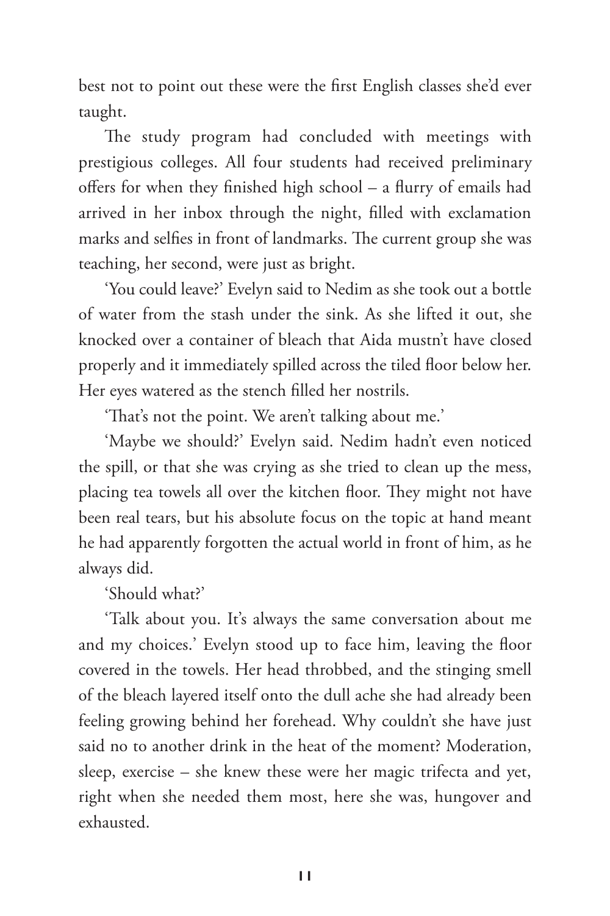best not to point out these were the first English classes she'd ever taught.

The study program had concluded with meetings with prestigious colleges. All four students had received preliminary offers for when they finished high school – a flurry of emails had arrived in her inbox through the night, filled with exclamation marks and selfies in front of landmarks. The current group she was teaching, her second, were just as bright.

'You could leave?' Evelyn said to Nedim as she took out a bottle of water from the stash under the sink. As she lifted it out, she knocked over a container of bleach that Aida mustn't have closed properly and it immediately spilled across the tiled floor below her. Her eyes watered as the stench filled her nostrils.

'That's not the point. We aren't talking about me.'

'Maybe we should?' Evelyn said. Nedim hadn't even noticed the spill, or that she was crying as she tried to clean up the mess, placing tea towels all over the kitchen floor. They might not have been real tears, but his absolute focus on the topic at hand meant he had apparently forgotten the actual world in front of him, as he always did.

'Should what?'

'Talk about you. It's always the same conversation about me and my choices.' Evelyn stood up to face him, leaving the floor covered in the towels. Her head throbbed, and the stinging smell of the bleach layered itself onto the dull ache she had already been feeling growing behind her forehead. Why couldn't she have just said no to another drink in the heat of the moment? Moderation, sleep, exercise – she knew these were her magic trifecta and yet, right when she needed them most, here she was, hungover and exhausted.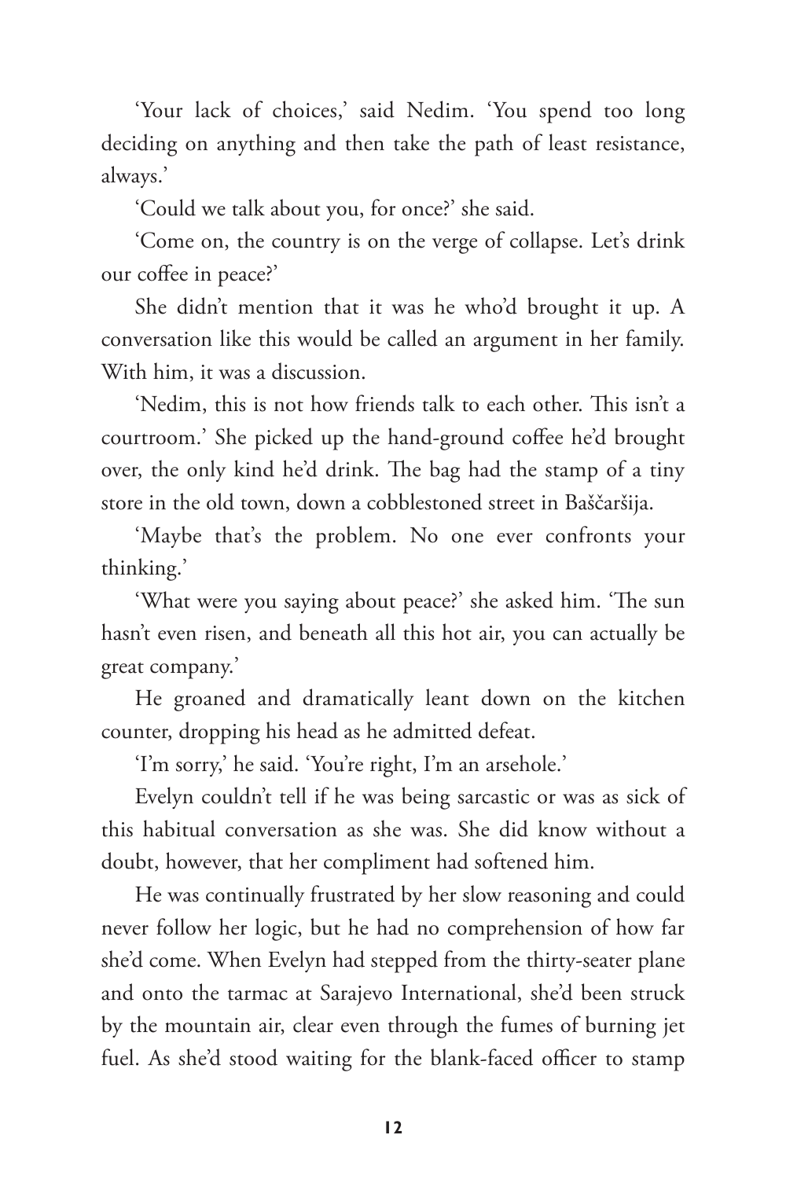'Your lack of choices,' said Nedim. 'You spend too long deciding on anything and then take the path of least resistance, always.'

'Could we talk about you, for once?' she said.

'Come on, the country is on the verge of collapse. Let's drink our coffee in peace?'

She didn't mention that it was he who'd brought it up. A conversation like this would be called an argument in her family. With him, it was a discussion.

'Nedim, this is not how friends talk to each other. This isn't a courtroom.' She picked up the hand-ground coffee he'd brought over, the only kind he'd drink. The bag had the stamp of a tiny store in the old town, down a cobblestoned street in Baščaršija.

'Maybe that's the problem. No one ever confronts your thinking.'

'What were you saying about peace?' she asked him. 'The sun hasn't even risen, and beneath all this hot air, you can actually be great company.'

He groaned and dramatically leant down on the kitchen counter, dropping his head as he admitted defeat.

'I'm sorry,' he said. 'You're right, I'm an arsehole.'

Evelyn couldn't tell if he was being sarcastic or was as sick of this habitual conversation as she was. She did know without a doubt, however, that her compliment had softened him.

He was continually frustrated by her slow reasoning and could never follow her logic, but he had no comprehension of how far she'd come. When Evelyn had stepped from the thirty-seater plane and onto the tarmac at Sarajevo International, she'd been struck by the mountain air, clear even through the fumes of burning jet fuel. As she'd stood waiting for the blank-faced officer to stamp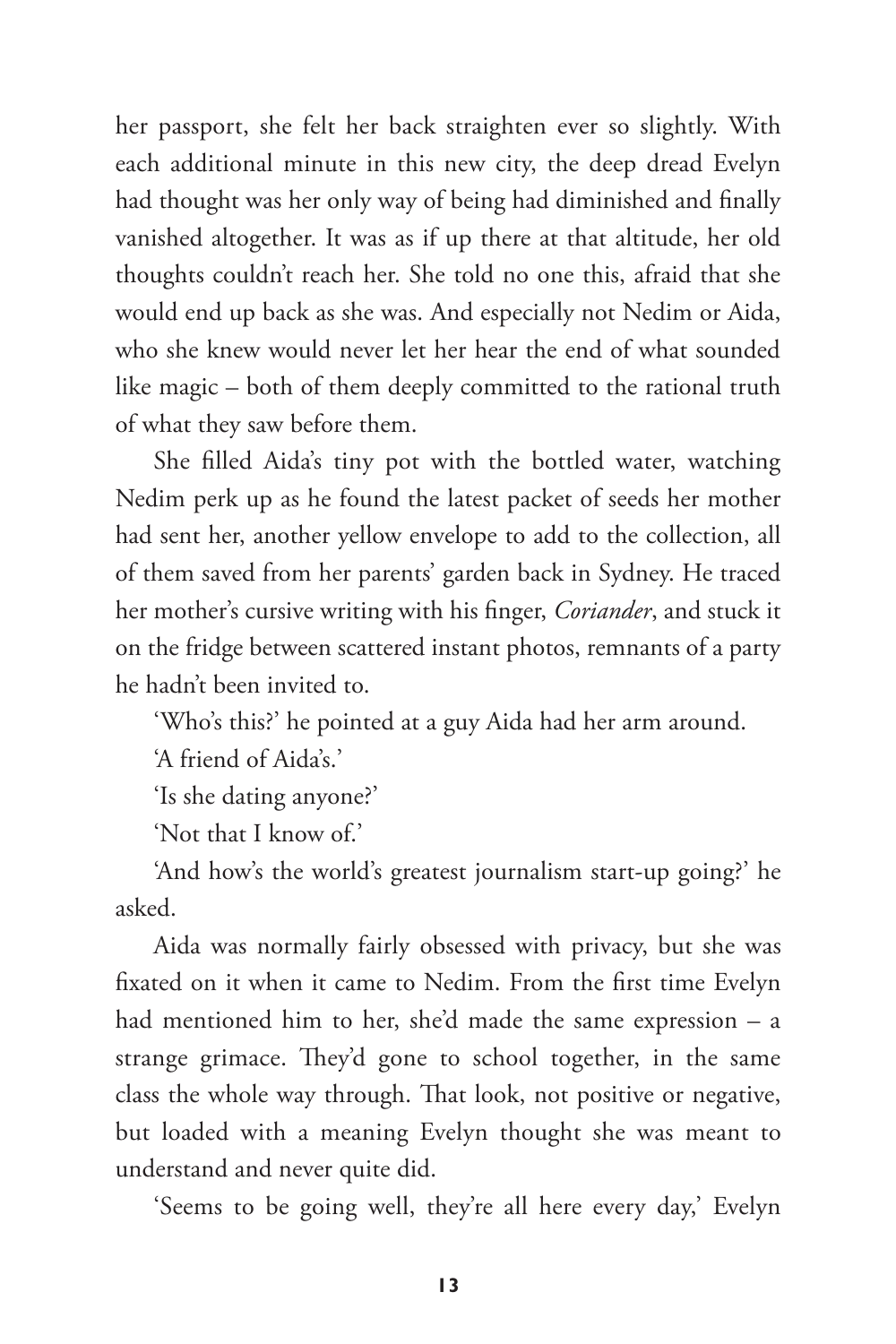her passport, she felt her back straighten ever so slightly. With each additional minute in this new city, the deep dread Evelyn had thought was her only way of being had diminished and finally vanished altogether. It was as if up there at that altitude, her old thoughts couldn't reach her. She told no one this, afraid that she would end up back as she was. And especially not Nedim or Aida, who she knew would never let her hear the end of what sounded like magic – both of them deeply committed to the rational truth of what they saw before them.

She filled Aida's tiny pot with the bottled water, watching Nedim perk up as he found the latest packet of seeds her mother had sent her, another yellow envelope to add to the collection, all of them saved from her parents' garden back in Sydney. He traced her mother's cursive writing with his finger, *Coriander*, and stuck it on the fridge between scattered instant photos, remnants of a party he hadn't been invited to.

'Who's this?' he pointed at a guy Aida had her arm around.

'A friend of Aida's.'

'Is she dating anyone?'

'Not that I know of.'

'And how's the world's greatest journalism start-up going?' he asked.

Aida was normally fairly obsessed with privacy, but she was fixated on it when it came to Nedim. From the first time Evelyn had mentioned him to her, she'd made the same expression – a strange grimace. They'd gone to school together, in the same class the whole way through. That look, not positive or negative, but loaded with a meaning Evelyn thought she was meant to understand and never quite did.

'Seems to be going well, they're all here every day,' Evelyn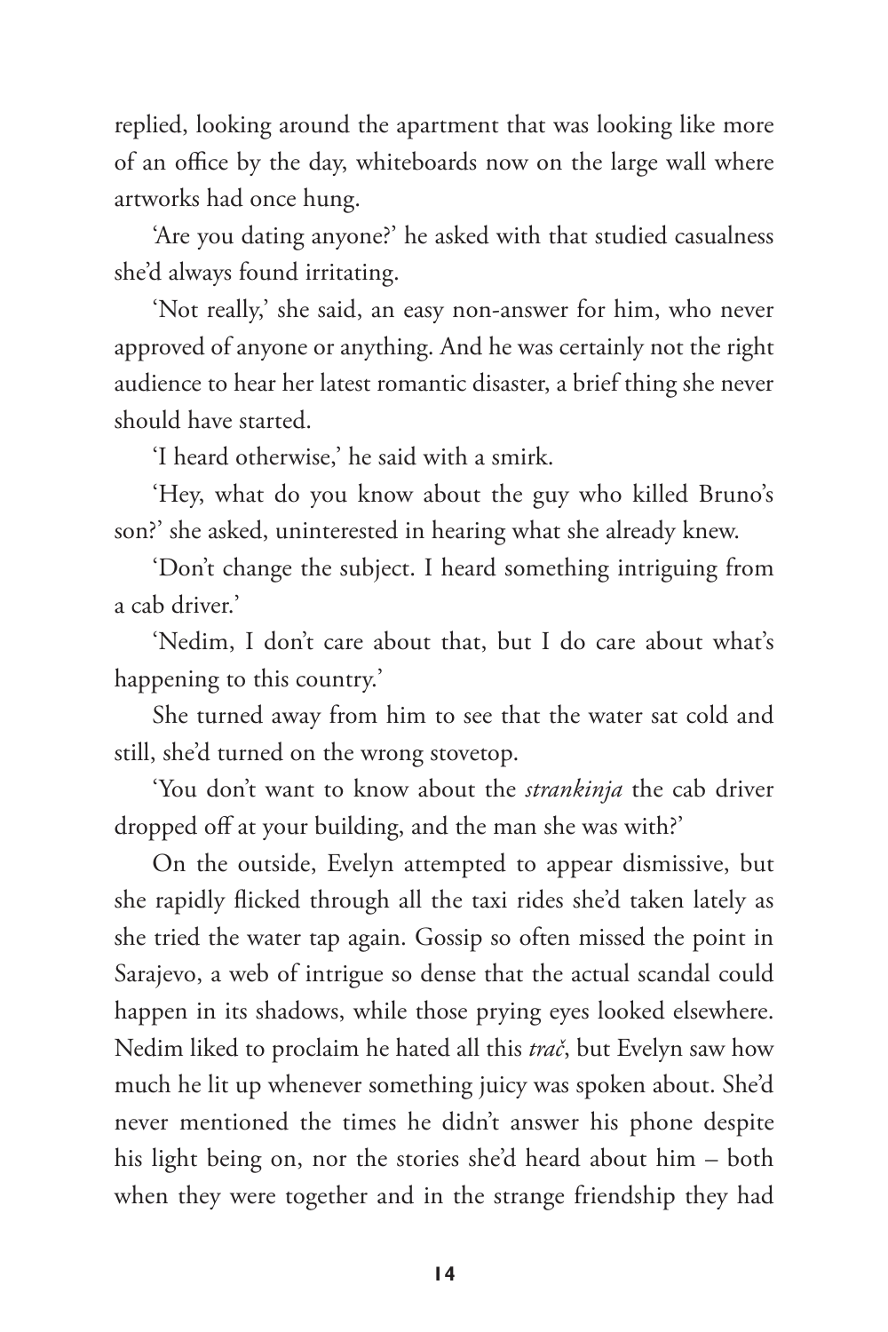replied, looking around the apartment that was looking like more of an office by the day, whiteboards now on the large wall where artworks had once hung.

'Are you dating anyone?' he asked with that studied casualness she'd always found irritating.

'Not really,' she said, an easy non-answer for him, who never approved of anyone or anything. And he was certainly not the right audience to hear her latest romantic disaster, a brief thing she never should have started.

'I heard otherwise,' he said with a smirk.

'Hey, what do you know about the guy who killed Bruno's son?' she asked, uninterested in hearing what she already knew.

'Don't change the subject. I heard something intriguing from a cab driver.'

'Nedim, I don't care about that, but I do care about what's happening to this country.'

She turned away from him to see that the water sat cold and still, she'd turned on the wrong stovetop.

'You don't want to know about the *strankinja* the cab driver dropped off at your building, and the man she was with?'

On the outside, Evelyn attempted to appear dismissive, but she rapidly flicked through all the taxi rides she'd taken lately as she tried the water tap again. Gossip so often missed the point in Sarajevo, a web of intrigue so dense that the actual scandal could happen in its shadows, while those prying eyes looked elsewhere. Nedim liked to proclaim he hated all this *trač*, but Evelyn saw how much he lit up whenever something juicy was spoken about. She'd never mentioned the times he didn't answer his phone despite his light being on, nor the stories she'd heard about him – both when they were together and in the strange friendship they had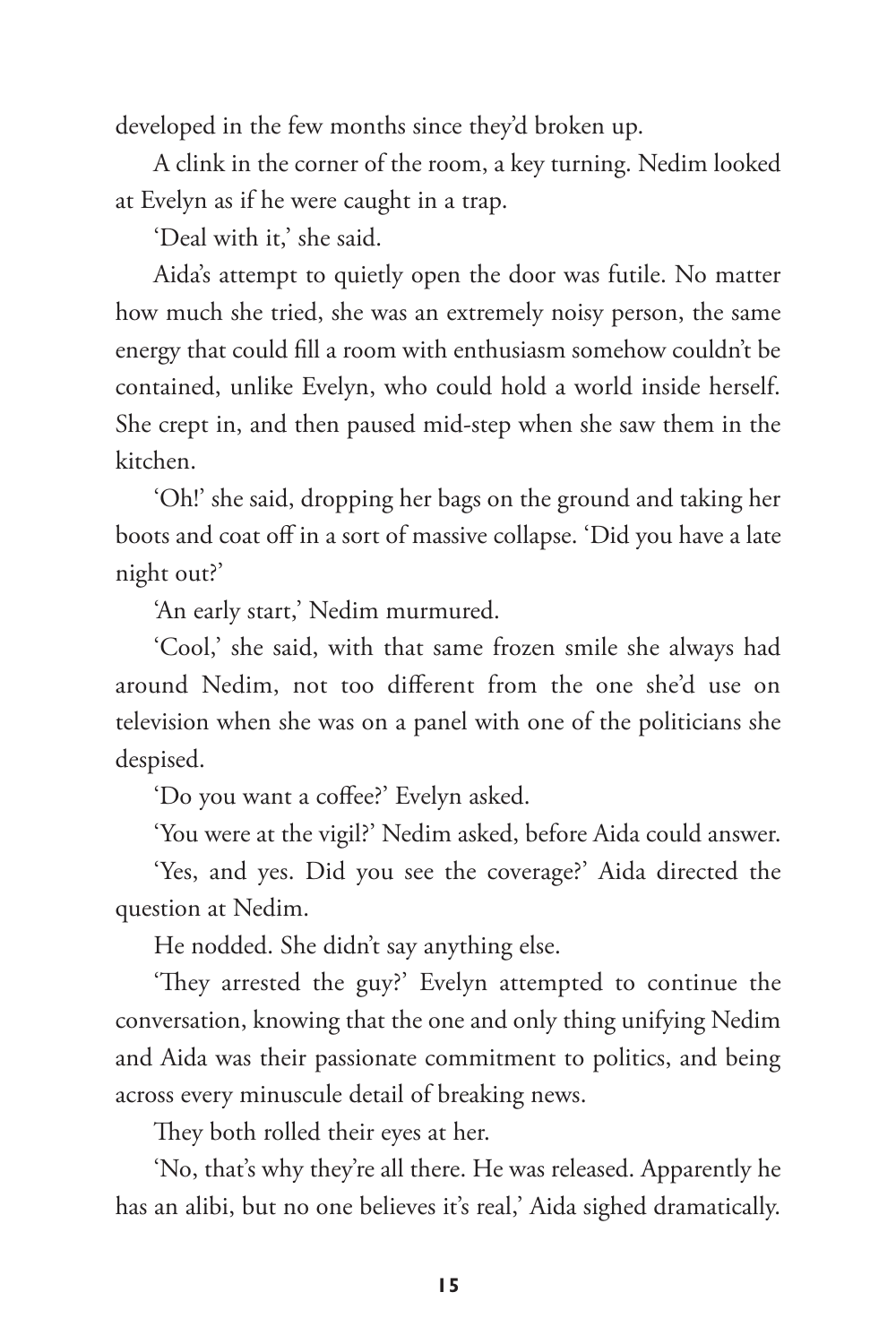developed in the few months since they'd broken up.

A clink in the corner of the room, a key turning. Nedim looked at Evelyn as if he were caught in a trap.

'Deal with it,' she said.

Aida's attempt to quietly open the door was futile. No matter how much she tried, she was an extremely noisy person, the same energy that could fill a room with enthusiasm somehow couldn't be contained, unlike Evelyn, who could hold a world inside herself. She crept in, and then paused mid-step when she saw them in the kitchen.

'Oh!' she said, dropping her bags on the ground and taking her boots and coat off in a sort of massive collapse. 'Did you have a late night out?'

'An early start,' Nedim murmured.

'Cool,' she said, with that same frozen smile she always had around Nedim, not too different from the one she'd use on television when she was on a panel with one of the politicians she despised.

'Do you want a coffee?' Evelyn asked.

'You were at the vigil?' Nedim asked, before Aida could answer.

'Yes, and yes. Did you see the coverage?' Aida directed the question at Nedim.

He nodded. She didn't say anything else.

'They arrested the guy?' Evelyn attempted to continue the conversation, knowing that the one and only thing unifying Nedim and Aida was their passionate commitment to politics, and being across every minuscule detail of breaking news.

They both rolled their eyes at her.

'No, that's why they're all there. He was released. Apparently he has an alibi, but no one believes it's real,' Aida sighed dramatically.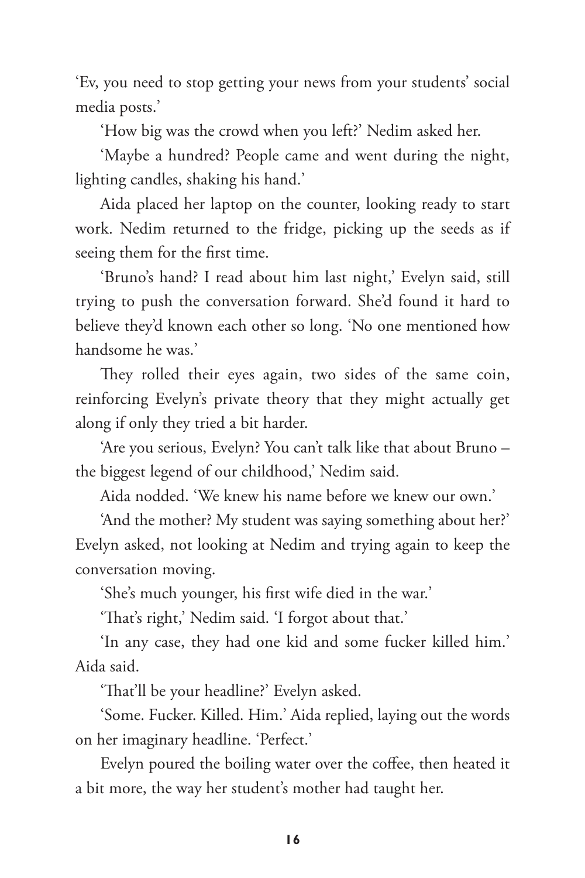'Ev, you need to stop getting your news from your students' social media posts.'

'How big was the crowd when you left?' Nedim asked her.

'Maybe a hundred? People came and went during the night, lighting candles, shaking his hand.'

Aida placed her laptop on the counter, looking ready to start work. Nedim returned to the fridge, picking up the seeds as if seeing them for the first time.

'Bruno's hand? I read about him last night,' Evelyn said, still trying to push the conversation forward. She'd found it hard to believe they'd known each other so long. 'No one mentioned how handsome he was.'

They rolled their eyes again, two sides of the same coin, reinforcing Evelyn's private theory that they might actually get along if only they tried a bit harder.

'Are you serious, Evelyn? You can't talk like that about Bruno – the biggest legend of our childhood,' Nedim said.

Aida nodded. 'We knew his name before we knew our own.'

'And the mother? My student was saying something about her?' Evelyn asked, not looking at Nedim and trying again to keep the conversation moving.

'She's much younger, his first wife died in the war.'

'That's right,' Nedim said. 'I forgot about that.'

'In any case, they had one kid and some fucker killed him.' Aida said.

'That'll be your headline?' Evelyn asked.

'Some. Fucker. Killed. Him.' Aida replied, laying out the words on her imaginary headline. 'Perfect.'

Evelyn poured the boiling water over the coffee, then heated it a bit more, the way her student's mother had taught her.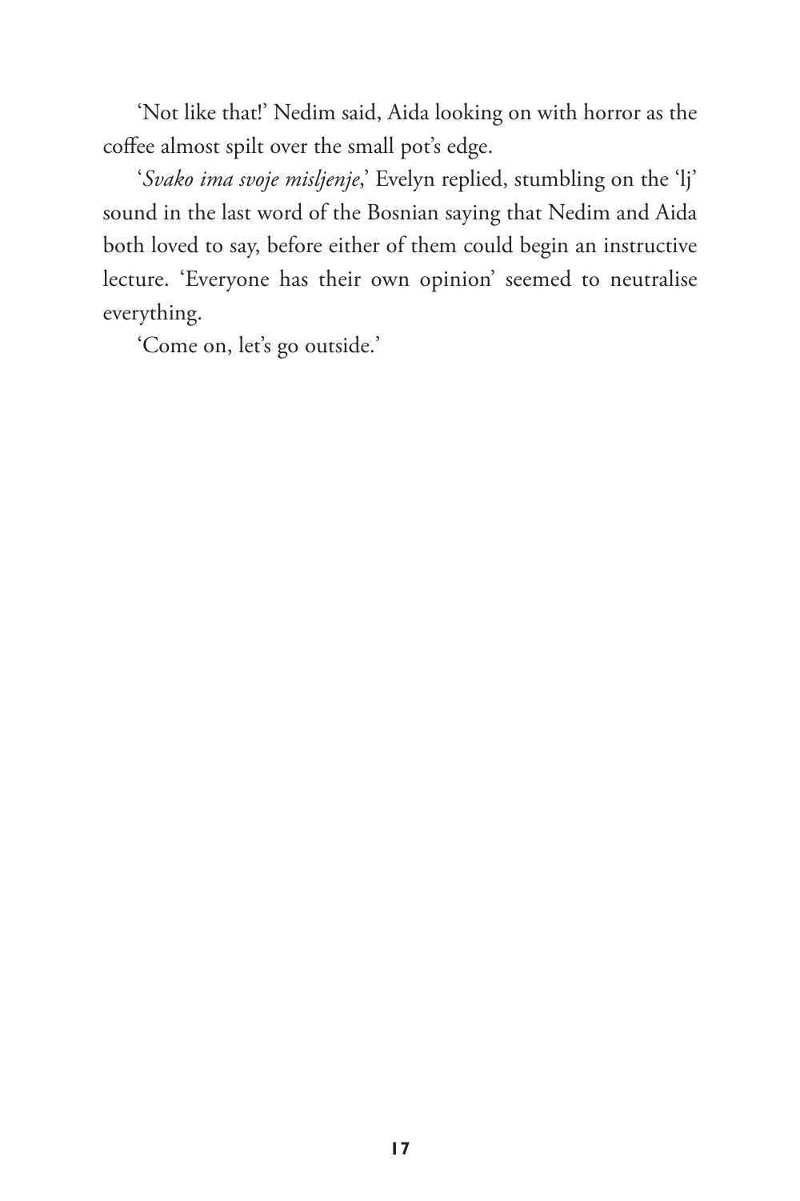'Not like that!' Nedim said, Aida looking on with horror as the coffee almost spilt over the small pot's edge.

'*Svako ima svoje misljenje*,' Evelyn replied, stumbling on the 'lj' sound in the last word of the Bosnian saying that Nedim and Aida both loved to say, before either of them could begin an instructive lecture. 'Everyone has their own opinion' seemed to neutralise everything.

'Come on, let's go outside.'